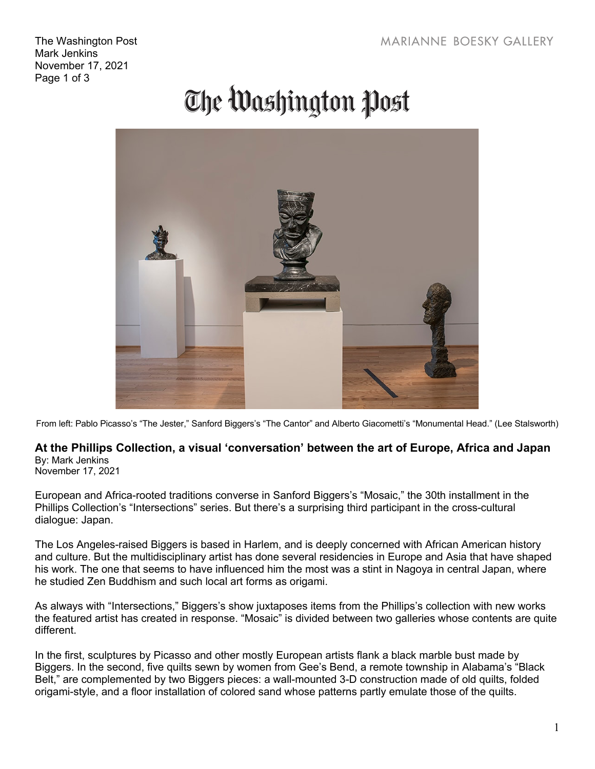# The Washington Post

From left: Pablo Picasso's "The Jester," Sanford Biggers's "The Cantor" and Alberto Giacometti's "Monumental Head." (Lee Stalsworth)

## At the Phillips Collection, a visual 'conversation' between the art of Europe, Africa and Japan

By: Mark Jenkins
November 17, 2021

European and Africa-rooted traditions converse in Sanford Biggers's "Mosaic," the 30th installment in the Phillips Collection's "Intersections" series. But there's a surprising third participant in the cross-cultural dialogue: Japan.

The Los Angeles-raised Biggers is based in Harlem, and is deeply concerned with African American history and culture. But the multidisciplinary artist has done several residencies in Europe and Asia that have shaped his work. The one that seems to have influenced him the most was a stint in Nagoya in central Japan, where he studied Zen Buddhism and such local art forms as origami.

As always with "Intersections," Biggers's show juxtaposes items from the Phillips's collection with new works the featured artist has created in response. "Mosaic" is divided between two galleries whose contents are quite different.

In the first, sculptures by Picasso and other mostly European artists flank a black marble bust made by Biggers. In the second, five quilts sewn by women from Gee's Bend, a remote township in Alabama's "Black Belt," are complemented by two Biggers pieces: a wall-mounted 3-D construction made of old quilts, folded origami-style, and a floor installation of colored sand whose patterns partly emulate those of the quilts.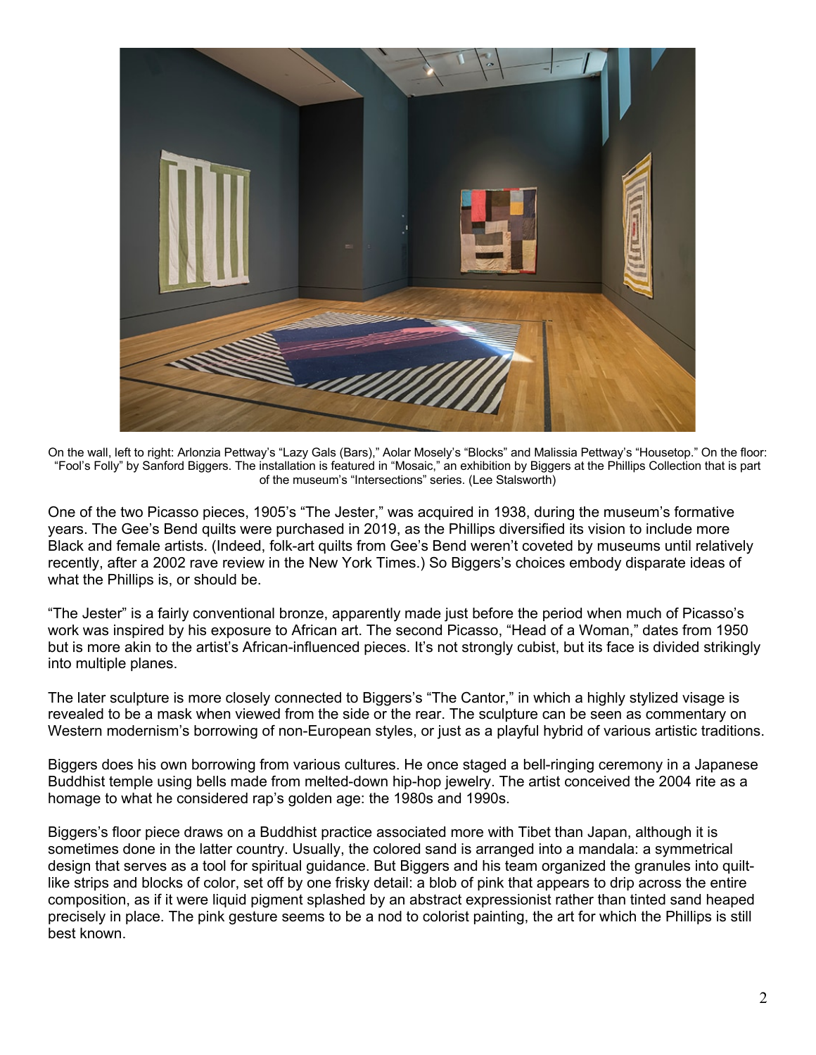On the wall, left to right: Arlonzia Pettway's "Lazy Gals (Bars)," Aolar Mosely's "Blocks" and Malissia Pettway's "Housetop." On the floor: "Fool's Folly" by Sanford Biggers. The installation is featured in "Mosaic," an exhibition by Biggers at the Phillips Collection that is part of the museum's "Intersections" series. (Lee Stalsworth)

One of the two Picasso pieces, 1905's "The Jester," was acquired in 1938, during the museum's formative years. The Gee's Bend quilts were purchased in 2019, as the Phillips diversified its vision to include more Black and female artists. (Indeed, folk-art quilts from Gee's Bend weren't coveted by museums until relatively recently, after a 2002 rave review in the New York Times.) So Biggers's choices embody disparate ideas of what the Phillips is, or should be.

"The Jester" is a fairly conventional bronze, apparently made just before the period when much of Picasso's work was inspired by his exposure to African art. The second Picasso, "Head of a Woman," dates from 1950 but is more akin to the artist's African-influenced pieces. It's not strongly cubist, but its face is divided strikingly into multiple planes.

The later sculpture is more closely connected to Biggers's "The Cantor," in which a highly stylized visage is revealed to be a mask when viewed from the side or the rear. The sculpture can be seen as commentary on Western modernism's borrowing of non-European styles, or just as a playful hybrid of various artistic traditions.

Biggers does his own borrowing from various cultures. He once staged a bell-ringing ceremony in a Japanese Buddhist temple using bells made from melted-down hip-hop jewelry. The artist conceived the 2004 rite as a homage to what he considered rap's golden age: the 1980s and 1990s.

Biggers's floor piece draws on a Buddhist practice associated more with Tibet than Japan, although it is sometimes done in the latter country. Usually, the colored sand is arranged into a mandala: a symmetrical design that serves as a tool for spiritual guidance. But Biggers and his team organized the granules into quilt-like strips and blocks of color, set off by one frisky detail: a blob of pink that appears to drip across the entire composition, as if it were liquid pigment splashed by an abstract expressionist rather than tinted sand heaped precisely in place. The pink gesture seems to be a nod to colorist painting, the art for which the Phillips is still best known.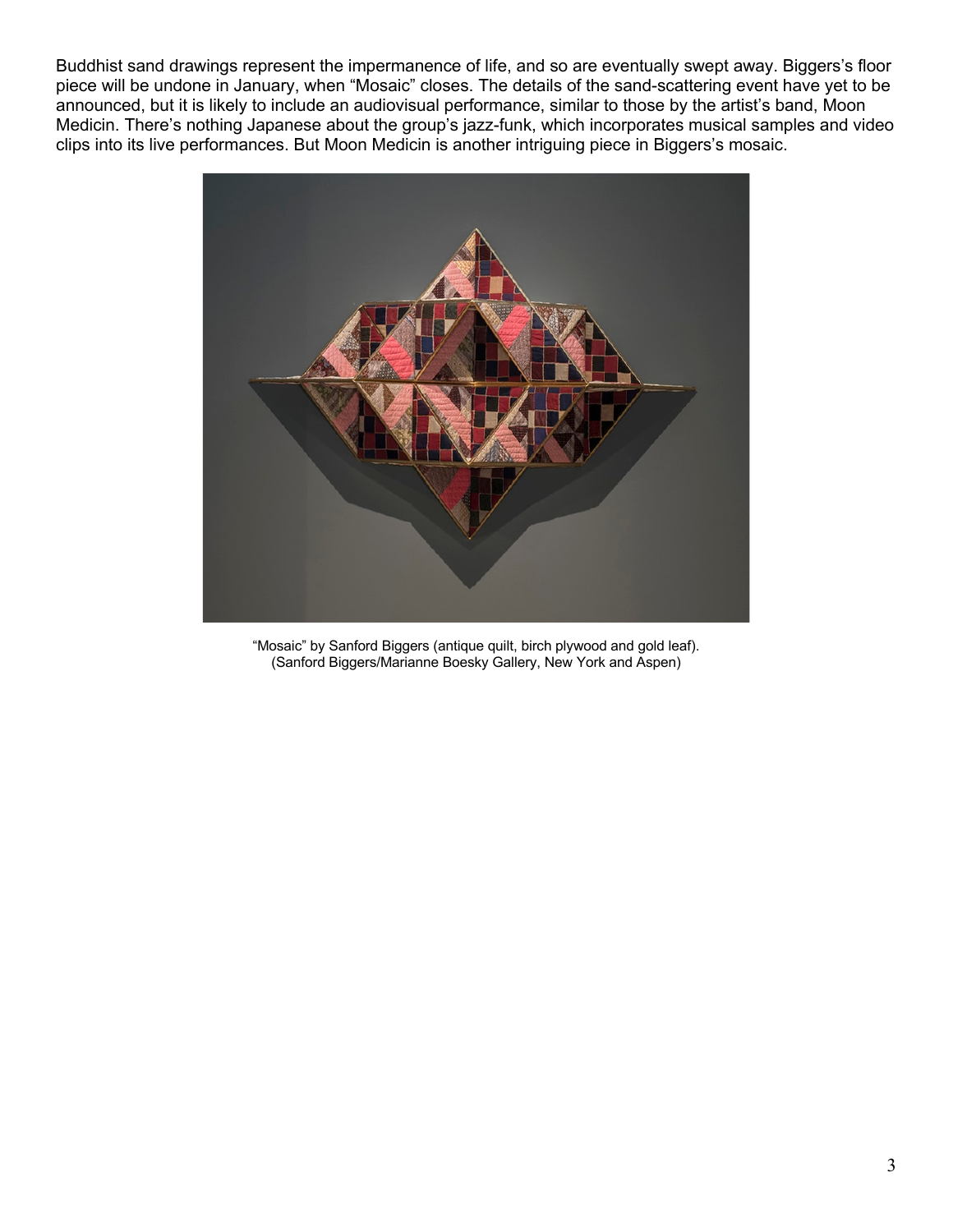Buddhist sand drawings represent the impermanence of life, and so are eventually swept away. Biggers's floor piece will be undone in January, when "Mosaic" closes. The details of the sand-scattering event have yet to be announced, but it is likely to include an audiovisual performance, similar to those by the artist's band, Moon Medicin. There's nothing Japanese about the group's jazz-funk, which incorporates musical samples and video clips into its live performances. But Moon Medicin is another intriguing piece in Biggers's mosaic.

"Mosaic" by Sanford Biggers (antique quilt, birch plywood and gold leaf).
(Sanford Biggers/Marianne Boesky Gallery, New York and Aspen)